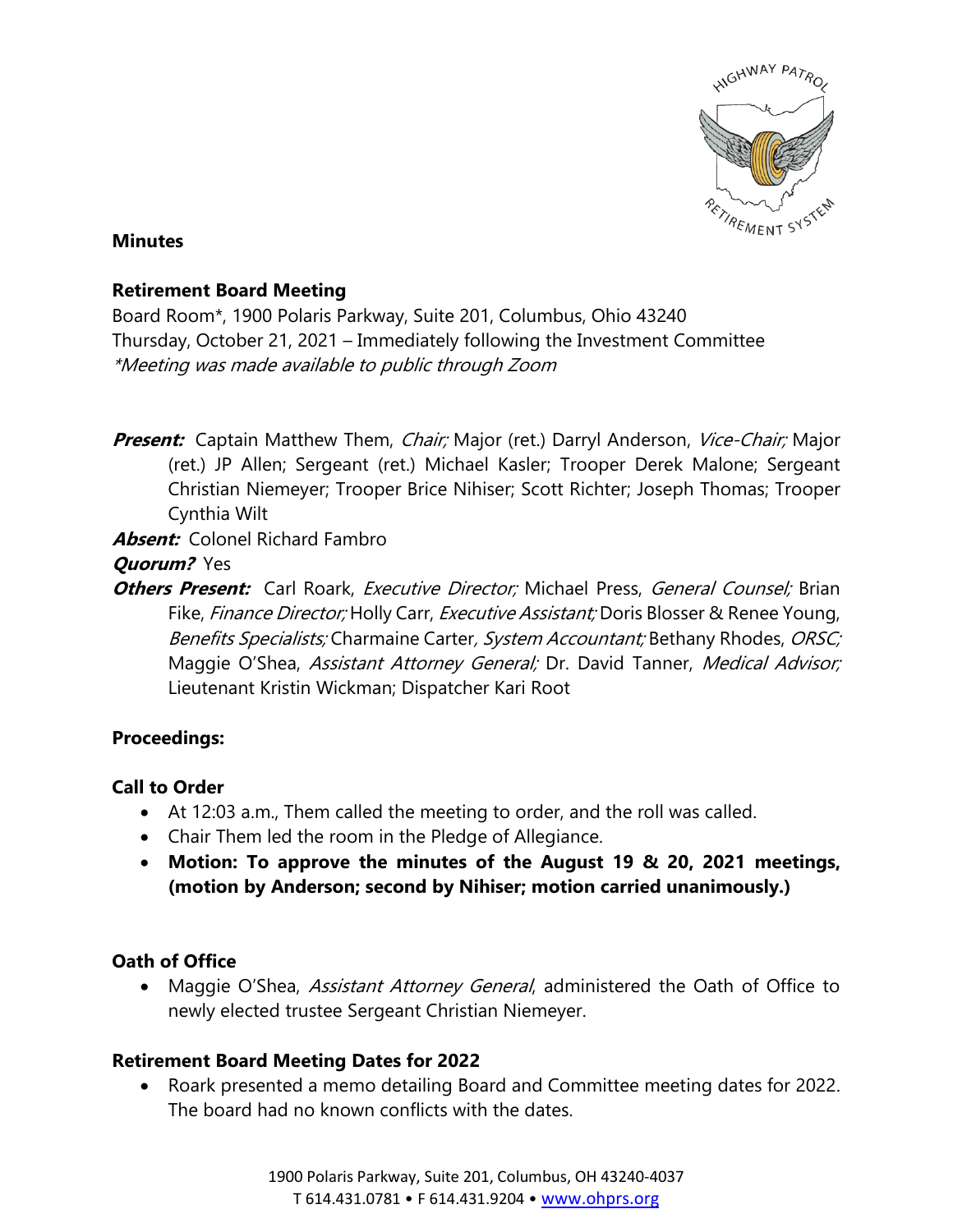**Minutes**

**Retirement Board Meeting**

Board Room*, 1900 Polaris Parkway, Suite 201, Columbus, Ohio 43240
Thursday, October 21, 2021 – Immediately following the Investment Committee
*\*Meeting was made available to public through Zoom*

***Present:*** Captain Matthew Them, *Chair;* Major (ret.) Darryl Anderson, *Vice-Chair;* Major (ret.) JP Allen; Sergeant (ret.) Michael Kasler; Trooper Derek Malone; Sergeant Christian Niemeyer; Trooper Brice Nihiser; Scott Richter; Joseph Thomas; Trooper Cynthia Wilt

***Absent:*** Colonel Richard Fambro

***Quorum?*** Yes

***Others Present:*** Carl Roark, *Executive Director;* Michael Press, *General Counsel;* Brian Fike, *Finance Director;* Holly Carr, *Executive Assistant;* Doris Blosser & Renee Young, *Benefits Specialists;* Charmaine Carter*, System Accountant;* Bethany Rhodes, *ORSC;* Maggie O'Shea, *Assistant Attorney General;* Dr. David Tanner, *Medical Advisor;* Lieutenant Kristin Wickman; Dispatcher Kari Root

**Proceedings:**

**Call to Order**

- At 12:03 a.m., Them called the meeting to order, and the roll was called.
- Chair Them led the room in the Pledge of Allegiance.
- **Motion: To approve the minutes of the August 19 & 20, 2021 meetings, (motion by Anderson; second by Nihiser; motion carried unanimously.)**

**Oath of Office**

- Maggie O'Shea, *Assistant Attorney General*, administered the Oath of Office to newly elected trustee Sergeant Christian Niemeyer.

**Retirement Board Meeting Dates for 2022**

- Roark presented a memo detailing Board and Committee meeting dates for 2022. The board had no known conflicts with the dates.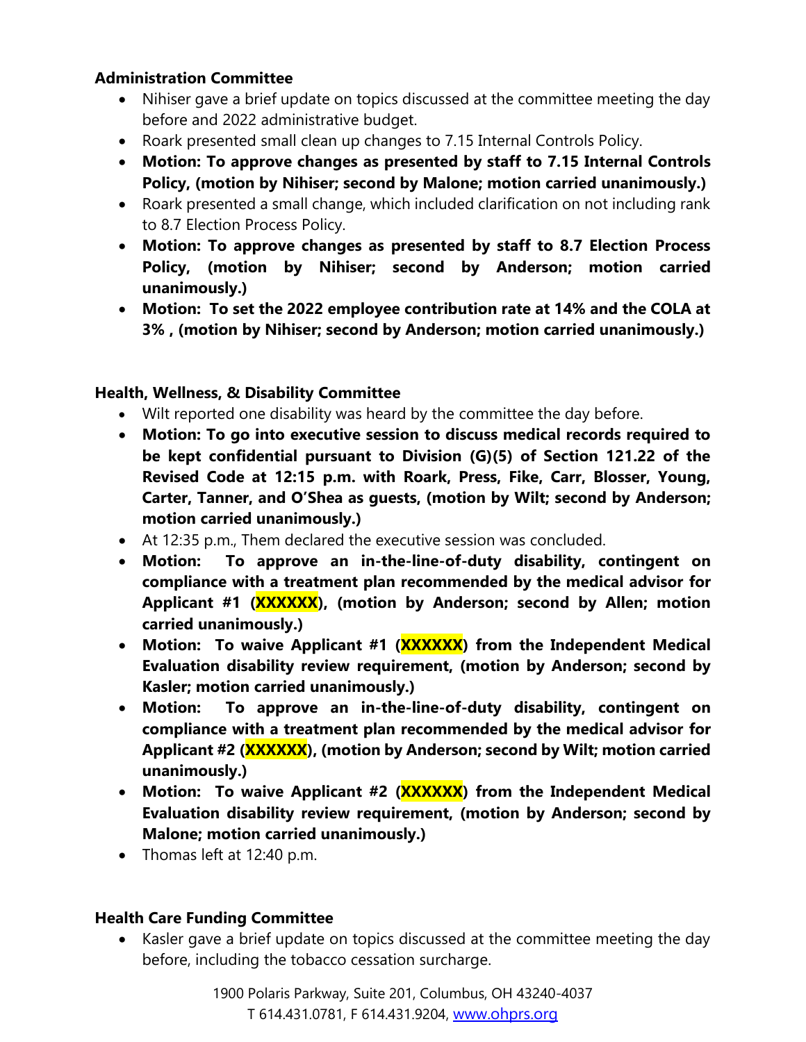**Administration Committee**

- Nihiser gave a brief update on topics discussed at the committee meeting the day before and 2022 administrative budget.
- Roark presented small clean up changes to 7.15 Internal Controls Policy.
- **Motion: To approve changes as presented by staff to 7.15 Internal Controls Policy, (motion by Nihiser; second by Malone; motion carried unanimously.)**
- Roark presented a small change, which included clarification on not including rank to 8.7 Election Process Policy.
- **Motion: To approve changes as presented by staff to 8.7 Election Process Policy, (motion by Nihiser; second by Anderson; motion carried unanimously.)**
- **Motion: To set the 2022 employee contribution rate at 14% and the COLA at 3% , (motion by Nihiser; second by Anderson; motion carried unanimously.)**

**Health, Wellness, & Disability Committee**

- Wilt reported one disability was heard by the committee the day before.
- **Motion: To go into executive session to discuss medical records required to be kept confidential pursuant to Division (G)(5) of Section 121.22 of the Revised Code at 12:15 p.m. with Roark, Press, Fike, Carr, Blosser, Young, Carter, Tanner, and O'Shea as guests, (motion by Wilt; second by Anderson; motion carried unanimously.)**
- At 12:35 p.m., Them declared the executive session was concluded.
- **Motion: To approve an in-the-line-of-duty disability, contingent on compliance with a treatment plan recommended by the medical advisor for Applicant #1 (XXXXXX), (motion by Anderson; second by Allen; motion carried unanimously.)**
- **Motion: To waive Applicant #1 (XXXXXX) from the Independent Medical Evaluation disability review requirement, (motion by Anderson; second by Kasler; motion carried unanimously.)**
- **Motion: To approve an in-the-line-of-duty disability, contingent on compliance with a treatment plan recommended by the medical advisor for Applicant #2 (XXXXXX), (motion by Anderson; second by Wilt; motion carried unanimously.)**
- **Motion: To waive Applicant #2 (XXXXXX) from the Independent Medical Evaluation disability review requirement, (motion by Anderson; second by Malone; motion carried unanimously.)**
- Thomas left at 12:40 p.m.

**Health Care Funding Committee**

- Kasler gave a brief update on topics discussed at the committee meeting the day before, including the tobacco cessation surcharge.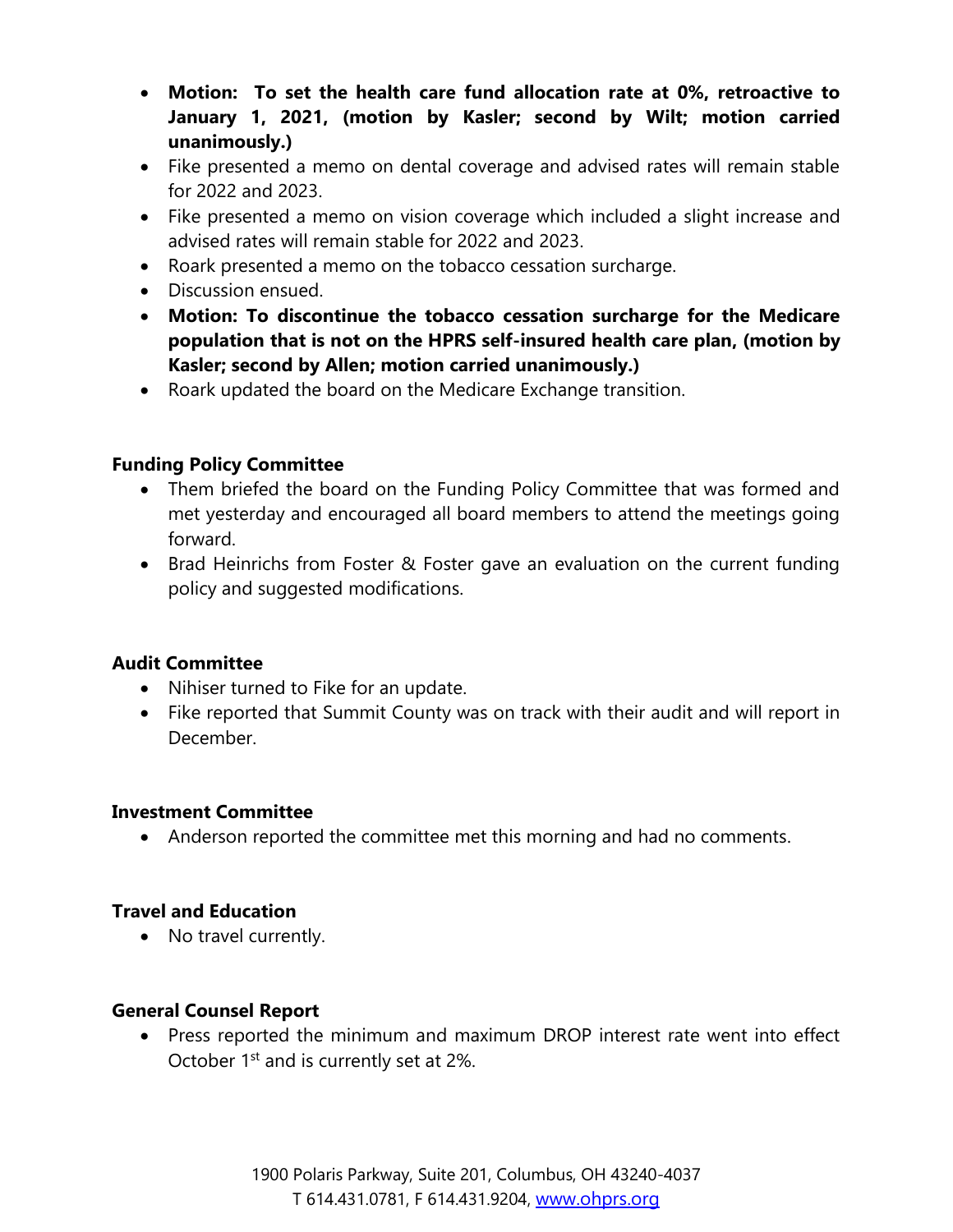- **Motion: To set the health care fund allocation rate at 0%, retroactive to January 1, 2021, (motion by Kasler; second by Wilt; motion carried unanimously.)**
- Fike presented a memo on dental coverage and advised rates will remain stable for 2022 and 2023.
- Fike presented a memo on vision coverage which included a slight increase and advised rates will remain stable for 2022 and 2023.
- Roark presented a memo on the tobacco cessation surcharge.
- Discussion ensued.
- **Motion: To discontinue the tobacco cessation surcharge for the Medicare population that is not on the HPRS self-insured health care plan, (motion by Kasler; second by Allen; motion carried unanimously.)**
- Roark updated the board on the Medicare Exchange transition.

**Funding Policy Committee**

- Them briefed the board on the Funding Policy Committee that was formed and met yesterday and encouraged all board members to attend the meetings going forward.
- Brad Heinrichs from Foster & Foster gave an evaluation on the current funding policy and suggested modifications.

**Audit Committee**

- Nihiser turned to Fike for an update.
- Fike reported that Summit County was on track with their audit and will report in December.

**Investment Committee**

- Anderson reported the committee met this morning and had no comments.

**Travel and Education**

- No travel currently.

**General Counsel Report**

- Press reported the minimum and maximum DROP interest rate went into effect October 1st and is currently set at 2%.

1900 Polaris Parkway, Suite 201, Columbus, OH 43240-4037
T 614.431.0781, F 614.431.9204, www.ohprs.org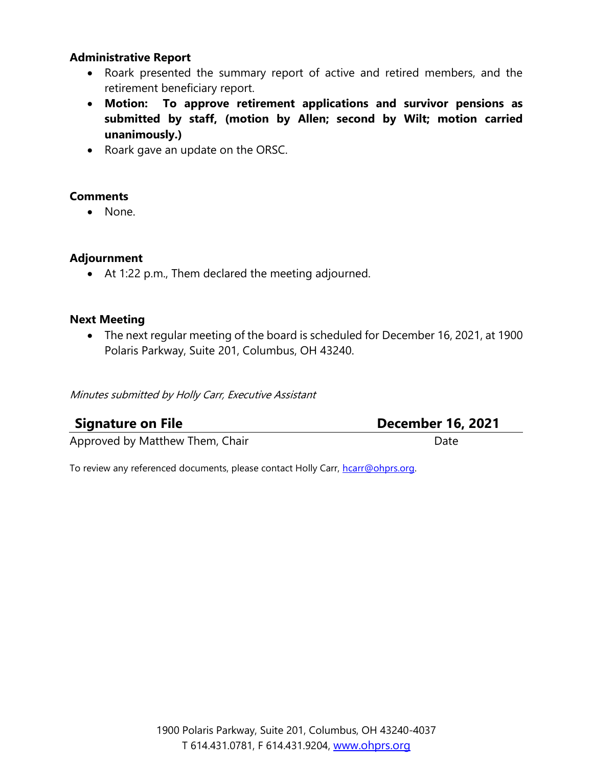**Administrative Report**

- Roark presented the summary report of active and retired members, and the retirement beneficiary report.
- **Motion: To approve retirement applications and survivor pensions as submitted by staff, (motion by Allen; second by Wilt; motion carried unanimously.)**
- Roark gave an update on the ORSC.

**Comments**

- None.

**Adjournment**

- At 1:22 p.m., Them declared the meeting adjourned.

**Next Meeting**

- The next regular meeting of the board is scheduled for December 16, 2021, at 1900 Polaris Parkway, Suite 201, Columbus, OH 43240.

*Minutes submitted by Holly Carr, Executive Assistant*

| **Signature on File** | **December 16, 2021** |
|---|---|
| Approved by Matthew Them, Chair | Date |

To review any referenced documents, please contact Holly Carr, hcarr@ohprs.org.

1900 Polaris Parkway, Suite 201, Columbus, OH 43240-4037
T 614.431.0781, F 614.431.9204, www.ohprs.org